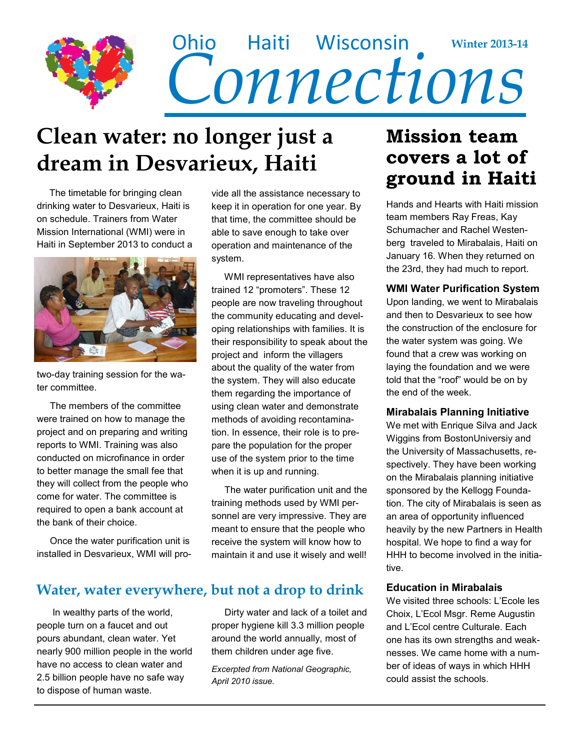# Ohio Haiti Wisconsin Connections

**Winter 2013-14**

## Clean water: no longer just a dream in Desvarieux, Haiti

The timetable for bringing clean drinking water to Desvarieux, Haiti is on schedule. Trainers from Water Mission International (WMI) were in Haiti in September 2013 to conduct a two-day training session for the water committee.

The members of the committee were trained on how to manage the project and on preparing and writing reports to WMI. Training was also conducted on microfinance in order to better manage the small fee that they will collect from the people who come for water. The committee is required to open a bank account at the bank of their choice.

Once the water purification unit is installed in Desvarieux, WMI will provide all the assistance necessary to keep it in operation for one year. By that time, the committee should be able to save enough to take over operation and maintenance of the system.

WMI representatives have also trained 12 "promoters". These 12 people are now traveling throughout the community educating and developing relationships with families. It is their responsibility to speak about the project and inform the villagers about the quality of the water from the system. They will also educate them regarding the importance of using clean water and demonstrate methods of avoiding recontamination. In essence, their role is to prepare the population for the proper use of the system prior to the time when it is up and running.

The water purification unit and the training methods used by WMI personnel are very impressive. They are meant to ensure that the people who receive the system will know how to maintain it and use it wisely and well!

## Water, water everywhere, but not a drop to drink

In wealthy parts of the world, people turn on a faucet and out pours abundant, clean water. Yet nearly 900 million people in the world have no access to clean water and 2.5 billion people have no safe way to dispose of human waste.

Dirty water and lack of a toilet and proper hygiene kill 3.3 million people around the world annually, most of them children under age five.

*Excerpted from National Geographic, April 2010 issue.*

## Mission team covers a lot of ground in Haiti

Hands and Hearts with Haiti mission team members Ray Freas, Kay Schumacher and Rachel Westenberg traveled to Mirabalais, Haiti on January 16. When they returned on the 23rd, they had much to report.

### WMI Water Purification System

Upon landing, we went to Mirabalais and then to Desvarieux to see how the construction of the enclosure for the water system was going. We found that a crew was working on laying the foundation and we were told that the "roof" would be on by the end of the week.

### Mirabalais Planning Initiative

We met with Enrique Silva and Jack Wiggins from BostonUniversiy and the University of Massachusetts, respectively. They have been working on the Mirabalais planning initiative sponsored by the Kellogg Foundation. The city of Mirabalais is seen as an area of opportunity influenced heavily by the new Partners in Health hospital. We hope to find a way for HHH to become involved in the initiative.

### Education in Mirabalais

We visited three schools: L'Ecole les Choix, L'Ecol Msgr. Reme Augustin and L'Ecol centre Culturale. Each one has its own strengths and weaknesses. We came home with a number of ideas of ways in which HHH could assist the schools.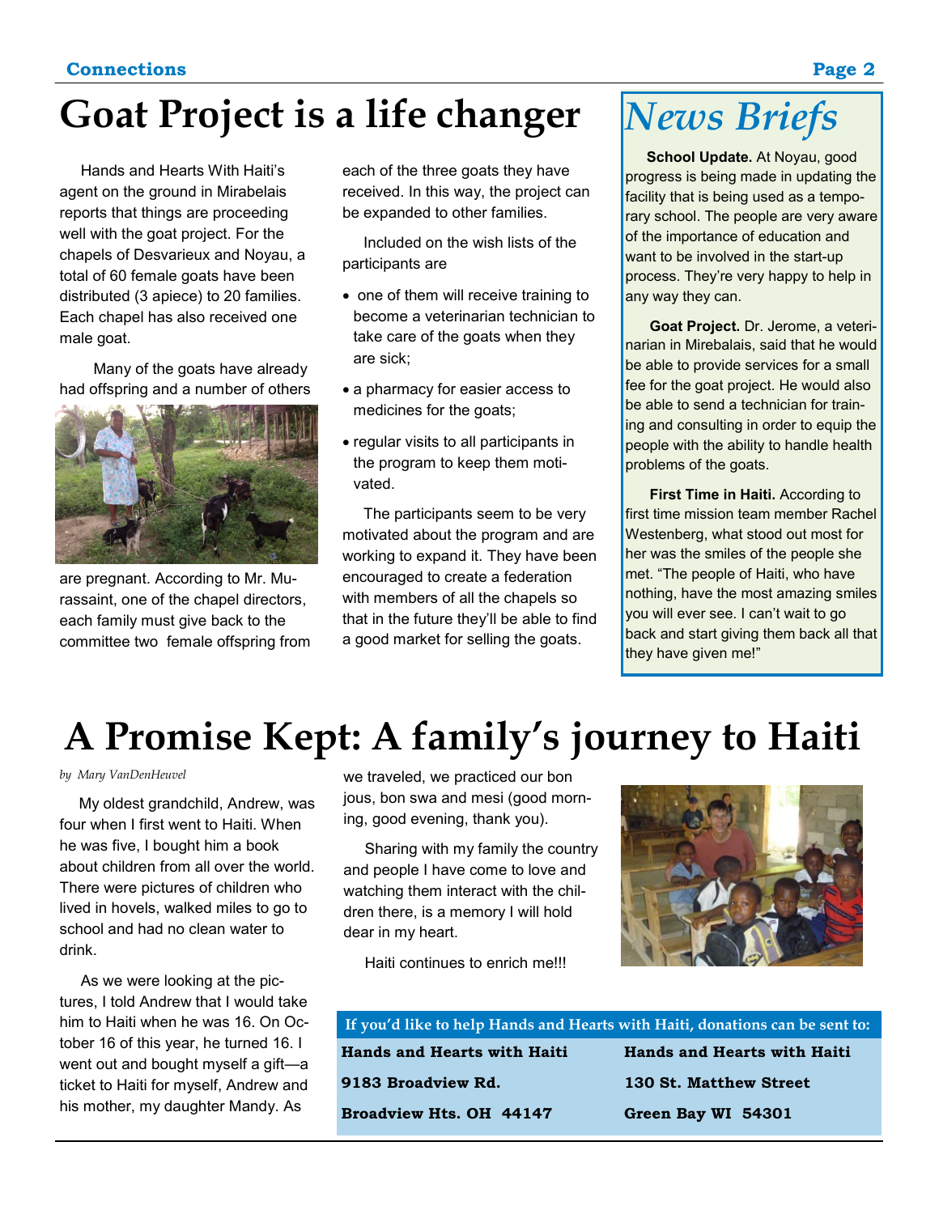# Goat Project is a life changer

Hands and Hearts With Haiti's agent on the ground in Mirabelais reports that things are proceeding well with the goat project. For the chapels of Desvarieux and Noyau, a total of 60 female goats have been distributed (3 apiece) to 20 families. Each chapel has also received one male goat.

Many of the goats have already had offspring and a number of others are pregnant. According to Mr. Murassaint, one of the chapel directors, each family must give back to the committee two female offspring from each of the three goats they have received. In this way, the project can be expanded to other families.

Included on the wish lists of the participants are

- one of them will receive training to become a veterinarian technician to take care of the goats when they are sick;
- a pharmacy for easier access to medicines for the goats;
- regular visits to all participants in the program to keep them motivated.

The participants seem to be very motivated about the program and are working to expand it. They have been encouraged to create a federation with members of all the chapels so that in the future they'll be able to find a good market for selling the goats.

## *News Briefs*

**School Update.** At Noyau, good progress is being made in updating the facility that is being used as a temporary school. The people are very aware of the importance of education and want to be involved in the start-up process. They're very happy to help in any way they can.

**Goat Project.** Dr. Jerome, a veterinarian in Mirebalais, said that he would be able to provide services for a small fee for the goat project. He would also be able to send a technician for training and consulting in order to equip the people with the ability to handle health problems of the goats.

**First Time in Haiti.** According to first time mission team member Rachel Westenberg, what stood out most for her was the smiles of the people she met. "The people of Haiti, who have nothing, have the most amazing smiles you will ever see. I can't wait to go back and start giving them back all that they have given me!"

# A Promise Kept: A family's journey to Haiti

*by Mary VanDenHeuvel*

My oldest grandchild, Andrew, was four when I first went to Haiti. When he was five, I bought him a book about children from all over the world. There were pictures of children who lived in hovels, walked miles to go to school and had no clean water to drink.

As we were looking at the pictures, I told Andrew that I would take him to Haiti when he was 16. On October 16 of this year, he turned 16. I went out and bought myself a gift—a ticket to Haiti for myself, Andrew and his mother, my daughter Mandy. As we traveled, we practiced our bon jous, bon swa and mesi (good morning, good evening, thank you).

Sharing with my family the country and people I have come to love and watching them interact with the children there, is a memory I will hold dear in my heart.

Haiti continues to enrich me!!!

**If you'd like to help Hands and Hearts with Haiti, donations can be sent to:**

| | |
|---|---|
| **Hands and Hearts with Haiti** | **Hands and Hearts with Haiti** |
| **9183 Broadview Rd.** | **130 St. Matthew Street** |
| **Broadview Hts. OH 44147** | **Green Bay WI 54301** |